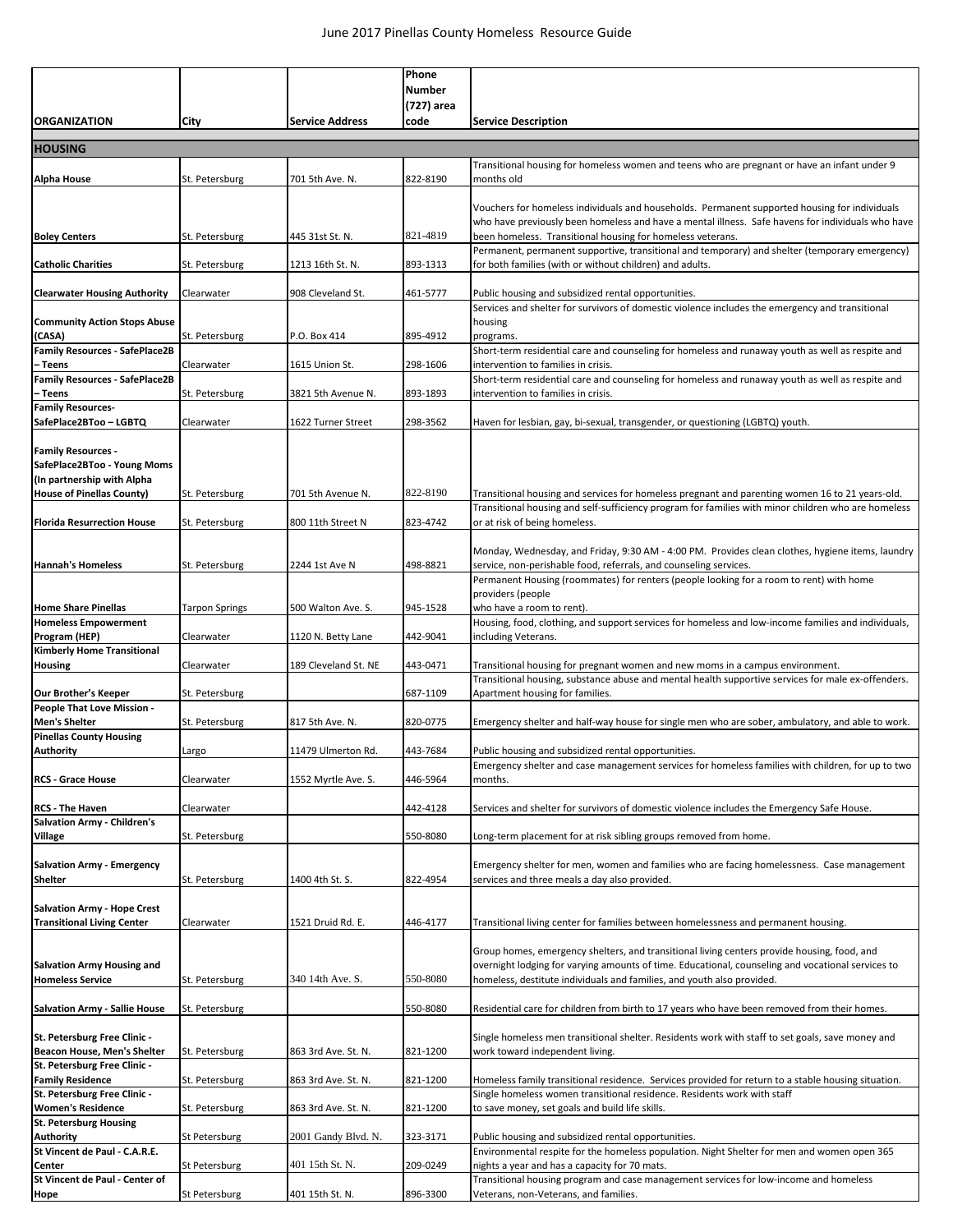# June 2017 Pinellas County Homeless Resource Guide

| ORGANIZATION | City | Service Address | Phone Number (727) area code | Service Description |
|---|---|---|---|---|
| **HOUSING** | | | | |
| **Alpha House** | St. Petersburg | 701 5th Ave. N. | 822-8190 | Transitional housing for homeless women and teens who are pregnant or have an infant under 9 months old |
| **Boley Centers** | St. Petersburg | 445 31st St. N. | 821-4819 | Vouchers for homeless individuals and households. Permanent supported housing for individuals who have previously been homeless and have a mental illness. Safe havens for individuals who have been homeless. Transitional housing for homeless veterans. |
| **Catholic Charities** | St. Petersburg | 1213 16th St. N. | 893-1313 | Permanent, permanent supportive, transitional and temporary) and shelter (temporary emergency) for both families (with or without children) and adults. |
| **Clearwater Housing Authority** | Clearwater | 908 Cleveland St. | 461-5777 | Public housing and subsidized rental opportunities. |
| **Community Action Stops Abuse (CASA)** | St. Petersburg | P.O. Box 414 | 895-4912 | Services and shelter for survivors of domestic violence includes the emergency and transitional housing programs. |
| **Family Resources - SafePlace2B – Teens** | Clearwater | 1615 Union St. | 298-1606 | Short-term residential care and counseling for homeless and runaway youth as well as respite and intervention to families in crisis. |
| **Family Resources - SafePlace2B – Teens** | St. Petersburg | 3821 5th Avenue N. | 893-1893 | Short-term residential care and counseling for homeless and runaway youth as well as respite and intervention to families in crisis. |
| **Family Resources- SafePlace2BToo – LGBTQ** | Clearwater | 1622 Turner Street | 298-3562 | Haven for lesbian, gay, bi-sexual, transgender, or questioning (LGBTQ) youth. |
| **Family Resources - SafePlace2BToo - Young Moms (In partnership with Alpha House of Pinellas County)** | St. Petersburg | 701 5th Avenue N. | 822-8190 | Transitional housing and services for homeless pregnant and parenting women 16 to 21 years-old. |
| **Florida Resurrection House** | St. Petersburg | 800 11th Street N | 823-4742 | Transitional housing and self-sufficiency program for families with minor children who are homeless or at risk of being homeless. |
| **Hannah's Homeless** | St. Petersburg | 2244 1st Ave N | 498-8821 | Monday, Wednesday, and Friday, 9:30 AM - 4:00 PM. Provides clean clothes, hygiene items, laundry service, non-perishable food, referrals, and counseling services. |
| **Home Share Pinellas** | Tarpon Springs | 500 Walton Ave. S. | 945-1528 | Permanent Housing (roommates) for renters (people looking for a room to rent) with home providers (people who have a room to rent). |
| **Homeless Empowerment Program (HEP)** | Clearwater | 1120 N. Betty Lane | 442-9041 | Housing, food, clothing, and support services for homeless and low-income families and individuals, including Veterans. |
| **Kimberly Home Transitional Housing** | Clearwater | 189 Cleveland St. NE | 443-0471 | Transitional housing for pregnant women and new moms in a campus environment. |
| **Our Brother's Keeper** | St. Petersburg | | 687-1109 | Transitional housing, substance abuse and mental health supportive services for male ex-offenders. Apartment housing for families. |
| **People That Love Mission - Men's Shelter** | St. Petersburg | 817 5th Ave. N. | 820-0775 | Emergency shelter and half-way house for single men who are sober, ambulatory, and able to work. |
| **Pinellas County Housing Authority** | Largo | 11479 Ulmerton Rd. | 443-7684 | Public housing and subsidized rental opportunities. |
| **RCS - Grace House** | Clearwater | 1552 Myrtle Ave. S. | 446-5964 | Emergency shelter and case management services for homeless families with children, for up to two months. |
| **RCS - The Haven** | Clearwater | | 442-4128 | Services and shelter for survivors of domestic violence includes the Emergency Safe House. |
| **Salvation Army - Children's Village** | St. Petersburg | | 550-8080 | Long-term placement for at risk sibling groups removed from home. |
| **Salvation Army - Emergency Shelter** | St. Petersburg | 1400 4th St. S. | 822-4954 | Emergency shelter for men, women and families who are facing homelessness. Case management services and three meals a day also provided. |
| **Salvation Army - Hope Crest Transitional Living Center** | Clearwater | 1521 Druid Rd. E. | 446-4177 | Transitional living center for families between homelessness and permanent housing. |
| **Salvation Army Housing and Homeless Service** | St. Petersburg | 340 14th Ave. S. | 550-8080 | Group homes, emergency shelters, and transitional living centers provide housing, food, and overnight lodging for varying amounts of time. Educational, counseling and vocational services to homeless, destitute individuals and families, and youth also provided. |
| **Salvation Army - Sallie House** | St. Petersburg | | 550-8080 | Residential care for children from birth to 17 years who have been removed from their homes. |
| **St. Petersburg Free Clinic - Beacon House, Men's Shelter** | St. Petersburg | 863 3rd Ave. St. N. | 821-1200 | Single homeless men transitional shelter. Residents work with staff to set goals, save money and work toward independent living. |
| **St. Petersburg Free Clinic - Family Residence** | St. Petersburg | 863 3rd Ave. St. N. | 821-1200 | Homeless family transitional residence. Services provided for return to a stable housing situation. |
| **St. Petersburg Free Clinic - Women's Residence** | St. Petersburg | 863 3rd Ave. St. N. | 821-1200 | Single homeless women transitional residence. Residents work with staff to save money, set goals and build life skills. |
| **St. Petersburg Housing Authority** | St Petersburg | 2001 Gandy Blvd. N. | 323-3171 | Public housing and subsidized rental opportunities. |
| **St Vincent de Paul - C.A.R.E. Center** | St Petersburg | 401 15th St. N. | 209-0249 | Environmental respite for the homeless population. Night Shelter for men and women open 365 nights a year and has a capacity for 70 mats. |
| **St Vincent de Paul - Center of Hope** | St Petersburg | 401 15th St. N. | 896-3300 | Transitional housing program and case management services for low-income and homeless Veterans, non-Veterans, and families. |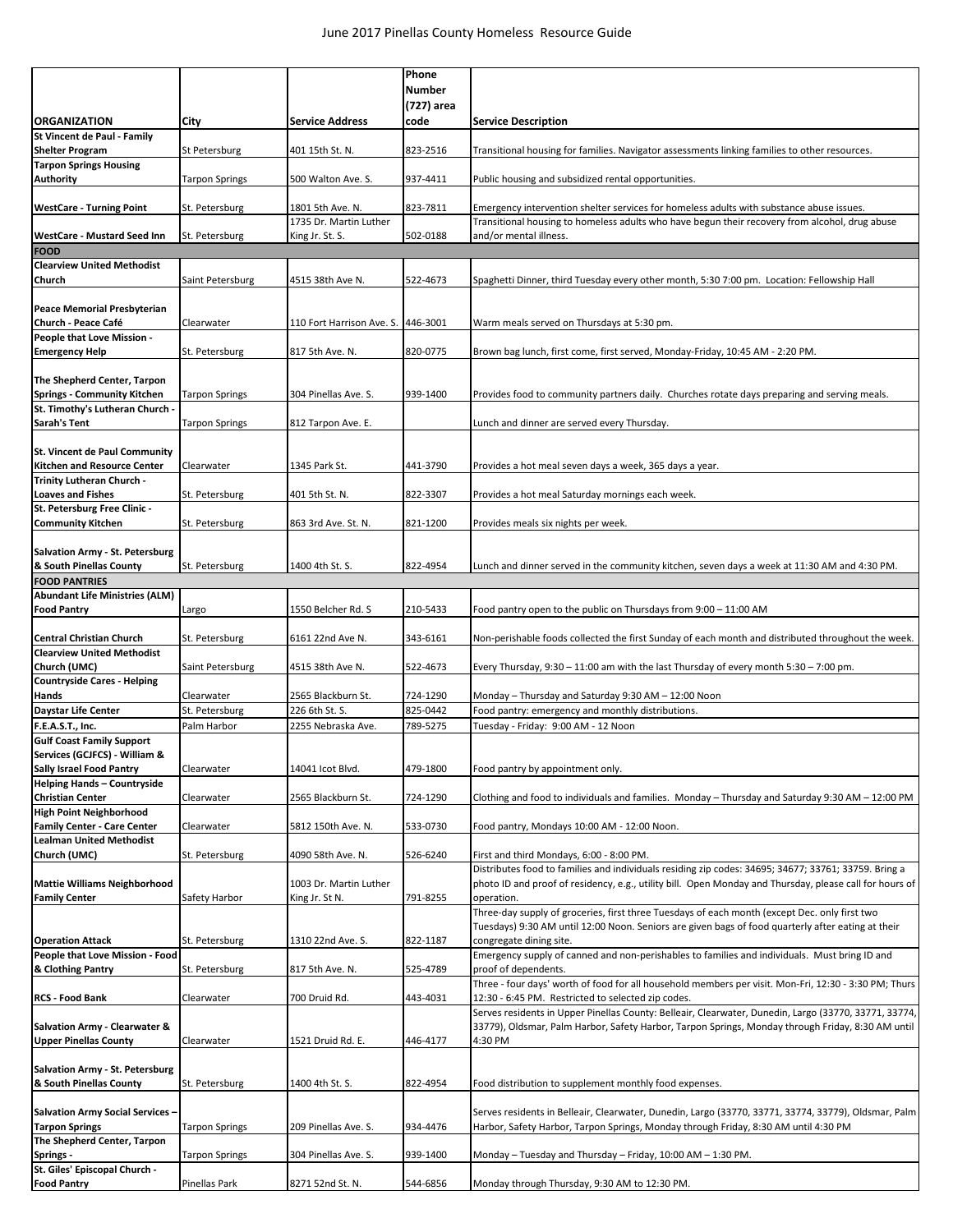| ORGANIZATION | City | Service Address | Phone Number (727) area code | Service Description |
|---|---|---|---|---|
| St Vincent de Paul - Family Shelter Program | St Petersburg | 401 15th St. N. | 823-2516 | Transitional housing for families. Navigator assessments linking families to other resources. |
| Tarpon Springs Housing Authority | Tarpon Springs | 500 Walton Ave. S. | 937-4411 | Public housing and subsidized rental opportunities. |
| WestCare - Turning Point | St. Petersburg | 1801 5th Ave. N. | 823-7811 | Emergency intervention shelter services for homeless adults with substance abuse issues. |
| WestCare - Mustard Seed Inn | St. Petersburg | 1735 Dr. Martin Luther King Jr. St. S. | 502-0188 | Transitional housing to homeless adults who have begun their recovery from alcohol, drug abuse and/or mental illness. |
| **FOOD** | | | | |
| Clearview United Methodist Church | Saint Petersburg | 4515 38th Ave N. | 522-4673 | Spaghetti Dinner, third Tuesday every other month, 5:30 7:00 pm. Location: Fellowship Hall |
| Peace Memorial Presbyterian Church - Peace Café | Clearwater | 110 Fort Harrison Ave. S. | 446-3001 | Warm meals served on Thursdays at 5:30 pm. |
| People that Love Mission - Emergency Help | St. Petersburg | 817 5th Ave. N. | 820-0775 | Brown bag lunch, first come, first served, Monday-Friday, 10:45 AM - 2:20 PM. |
| The Shepherd Center, Tarpon Springs - Community Kitchen | Tarpon Springs | 304 Pinellas Ave. S. | 939-1400 | Provides food to community partners daily. Churches rotate days preparing and serving meals. |
| St. Timothy's Lutheran Church - Sarah's Tent | Tarpon Springs | 812 Tarpon Ave. E. | | Lunch and dinner are served every Thursday. |
| St. Vincent de Paul Community Kitchen and Resource Center | Clearwater | 1345 Park St. | 441-3790 | Provides a hot meal seven days a week, 365 days a year. |
| Trinity Lutheran Church - Loaves and Fishes | St. Petersburg | 401 5th St. N. | 822-3307 | Provides a hot meal Saturday mornings each week. |
| St. Petersburg Free Clinic - Community Kitchen | St. Petersburg | 863 3rd Ave. St. N. | 821-1200 | Provides meals six nights per week. |
| Salvation Army - St. Petersburg & South Pinellas County | St. Petersburg | 1400 4th St. S. | 822-4954 | Lunch and dinner served in the community kitchen, seven days a week at 11:30 AM and 4:30 PM. |
| **FOOD PANTRIES** | | | | |
| Abundant Life Ministries (ALM) Food Pantry | Largo | 1550 Belcher Rd. S | 210-5433 | Food pantry open to the public on Thursdays from 9:00 – 11:00 AM |
| Central Christian Church | St. Petersburg | 6161 22nd Ave N. | 343-6161 | Non-perishable foods collected the first Sunday of each month and distributed throughout the week. |
| Clearview United Methodist Church (UMC) | Saint Petersburg | 4515 38th Ave N. | 522-4673 | Every Thursday, 9:30 – 11:00 am with the last Thursday of every month 5:30 – 7:00 pm. |
| Countryside Cares - Helping Hands | Clearwater | 2565 Blackburn St. | 724-1290 | Monday – Thursday and Saturday 9:30 AM – 12:00 Noon |
| Daystar Life Center | St. Petersburg | 226 6th St. S. | 825-0442 | Food pantry: emergency and monthly distributions. |
| F.E.A.S.T., Inc. | Palm Harbor | 2255 Nebraska Ave. | 789-5275 | Tuesday - Friday: 9:00 AM - 12 Noon |
| Gulf Coast Family Support Services (GCJFCS) - William & Sally Israel Food Pantry | Clearwater | 14041 Icot Blvd. | 479-1800 | Food pantry by appointment only. |
| Helping Hands – Countryside Christian Center | Clearwater | 2565 Blackburn St. | 724-1290 | Clothing and food to individuals and families. Monday – Thursday and Saturday 9:30 AM – 12:00 PM |
| High Point Neighborhood Family Center - Care Center | Clearwater | 5812 150th Ave. N. | 533-0730 | Food pantry, Mondays 10:00 AM - 12:00 Noon. |
| Lealman United Methodist Church (UMC) | St. Petersburg | 4090 58th Ave. N. | 526-6240 | First and third Mondays, 6:00 - 8:00 PM. |
| Mattie Williams Neighborhood Family Center | Safety Harbor | 1003 Dr. Martin Luther King Jr. St N. | 791-8255 | Distributes food to families and individuals residing zip codes: 34695; 34677; 33761; 33759. Bring a photo ID and proof of residency, e.g., utility bill. Open Monday and Thursday, please call for hours of operation. |
| Operation Attack | St. Petersburg | 1310 22nd Ave. S. | 822-1187 | Three-day supply of groceries, first three Tuesdays of each month (except Dec. only first two Tuesdays) 9:30 AM until 12:00 Noon. Seniors are given bags of food quarterly after eating at their congregate dining site. |
| People that Love Mission - Food & Clothing Pantry | St. Petersburg | 817 5th Ave. N. | 525-4789 | Emergency supply of canned and non-perishables to families and individuals. Must bring ID and proof of dependents. |
| RCS - Food Bank | Clearwater | 700 Druid Rd. | 443-4031 | Three - four days' worth of food for all household members per visit. Mon-Fri, 12:30 - 3:30 PM; Thurs 12:30 - 6:45 PM. Restricted to selected zip codes. |
| Salvation Army - Clearwater & Upper Pinellas County | Clearwater | 1521 Druid Rd. E. | 446-4177 | Serves residents in Upper Pinellas County: Belleair, Clearwater, Dunedin, Largo (33770, 33771, 33774, 33779), Oldsmar, Palm Harbor, Safety Harbor, Tarpon Springs, Monday through Friday, 8:30 AM until 4:30 PM |
| Salvation Army - St. Petersburg & South Pinellas County | St. Petersburg | 1400 4th St. S. | 822-4954 | Food distribution to supplement monthly food expenses. |
| Salvation Army Social Services – Tarpon Springs | Tarpon Springs | 209 Pinellas Ave. S. | 934-4476 | Serves residents in Belleair, Clearwater, Dunedin, Largo (33770, 33771, 33774, 33779), Oldsmar, Palm Harbor, Safety Harbor, Tarpon Springs, Monday through Friday, 8:30 AM until 4:30 PM |
| The Shepherd Center, Tarpon Springs - | Tarpon Springs | 304 Pinellas Ave. S. | 939-1400 | Monday – Tuesday and Thursday – Friday, 10:00 AM – 1:30 PM. |
| St. Giles' Episcopal Church - Food Pantry | Pinellas Park | 8271 52nd St. N. | 544-6856 | Monday through Thursday, 9:30 AM to 12:30 PM. |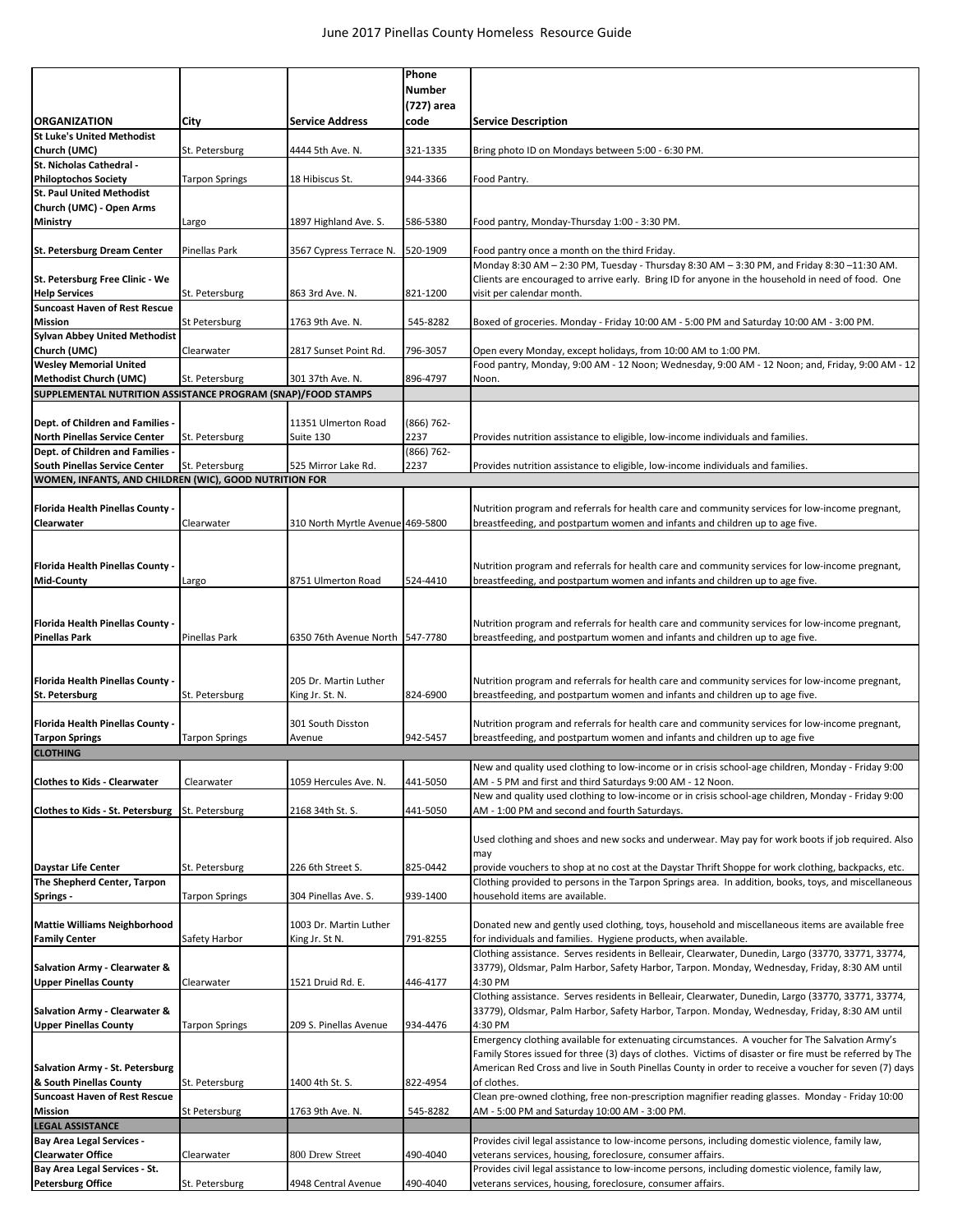| ORGANIZATION | City | Service Address | Phone Number (727) area code | Service Description |
|---|---|---|---|---|
| St Luke's United Methodist Church (UMC) | St. Petersburg | 4444 5th Ave. N. | 321-1335 | Bring photo ID on Mondays between 5:00 - 6:30 PM. |
| St. Nicholas Cathedral - Philoptochos Society | Tarpon Springs | 18 Hibiscus St. | 944-3366 | Food Pantry. |
| St. Paul United Methodist Church (UMC) - Open Arms Ministry | Largo | 1897 Highland Ave. S. | 586-5380 | Food pantry, Monday-Thursday 1:00 - 3:30 PM. |
| St. Petersburg Dream Center | Pinellas Park | 3567 Cypress Terrace N. | 520-1909 | Food pantry once a month on the third Friday. |
| St. Petersburg Free Clinic - We Help Services | St. Petersburg | 863 3rd Ave. N. | 821-1200 | Monday 8:30 AM – 2:30 PM, Tuesday - Thursday 8:30 AM – 3:30 PM, and Friday 8:30 –11:30 AM. Clients are encouraged to arrive early. Bring ID for anyone in the household in need of food. One visit per calendar month. |
| Suncoast Haven of Rest Rescue Mission | St Petersburg | 1763 9th Ave. N. | 545-8282 | Boxed of groceries. Monday - Friday 10:00 AM - 5:00 PM and Saturday 10:00 AM - 3:00 PM. |
| Sylvan Abbey United Methodist Church (UMC) | Clearwater | 2817 Sunset Point Rd. | 796-3057 | Open every Monday, except holidays, from 10:00 AM to 1:00 PM. |
| Wesley Memorial United Methodist Church (UMC) | St. Petersburg | 301 37th Ave. N. | 896-4797 | Food pantry, Monday, 9:00 AM - 12 Noon; Wednesday, 9:00 AM - 12 Noon; and, Friday, 9:00 AM - 12 Noon. |
| **SUPPLEMENTAL NUTRITION ASSISTANCE PROGRAM (SNAP)/FOOD STAMPS** | | | | |
| Dept. of Children and Families - North Pinellas Service Center | St. Petersburg | 11351 Ulmerton Road Suite 130 | (866) 762-2237 | Provides nutrition assistance to eligible, low-income individuals and families. |
| Dept. of Children and Families - South Pinellas Service Center | St. Petersburg | 525 Mirror Lake Rd. | (866) 762-2237 | Provides nutrition assistance to eligible, low-income individuals and families. |
| **WOMEN, INFANTS, AND CHILDREN (WIC), GOOD NUTRITION FOR** | | | | |
| Florida Health Pinellas County - Clearwater | Clearwater | 310 North Myrtle Avenue | 469-5800 | Nutrition program and referrals for health care and community services for low-income pregnant, breastfeeding, and postpartum women and infants and children up to age five. |
| Florida Health Pinellas County - Mid-County | Largo | 8751 Ulmerton Road | 524-4410 | Nutrition program and referrals for health care and community services for low-income pregnant, breastfeeding, and postpartum women and infants and children up to age five. |
| Florida Health Pinellas County - Pinellas Park | Pinellas Park | 6350 76th Avenue North | 547-7780 | Nutrition program and referrals for health care and community services for low-income pregnant, breastfeeding, and postpartum women and infants and children up to age five. |
| Florida Health Pinellas County - St. Petersburg | St. Petersburg | 205 Dr. Martin Luther King Jr. St. N. | 824-6900 | Nutrition program and referrals for health care and community services for low-income pregnant, breastfeeding, and postpartum women and infants and children up to age five. |
| Florida Health Pinellas County - Tarpon Springs | Tarpon Springs | 301 South Disston Avenue | 942-5457 | Nutrition program and referrals for health care and community services for low-income pregnant, breastfeeding, and postpartum women and infants and children up to age five |
| **CLOTHING** | | | | |
| Clothes to Kids - Clearwater | Clearwater | 1059 Hercules Ave. N. | 441-5050 | New and quality used clothing to low-income or in crisis school-age children, Monday - Friday 9:00 AM - 5 PM and first and third Saturdays 9:00 AM - 12 Noon. |
| Clothes to Kids - St. Petersburg | St. Petersburg | 2168 34th St. S. | 441-5050 | New and quality used clothing to low-income or in crisis school-age children, Monday - Friday 9:00 AM - 1:00 PM and second and fourth Saturdays. |
| Daystar Life Center | St. Petersburg | 226 6th Street S. | 825-0442 | Used clothing and shoes and new socks and underwear. May pay for work boots if job required. Also may provide vouchers to shop at no cost at the Daystar Thrift Shoppe for work clothing, backpacks, etc. |
| The Shepherd Center, Tarpon Springs - | Tarpon Springs | 304 Pinellas Ave. S. | 939-1400 | Clothing provided to persons in the Tarpon Springs area. In addition, books, toys, and miscellaneous household items are available. |
| Mattie Williams Neighborhood Family Center | Safety Harbor | 1003 Dr. Martin Luther King Jr. St N. | 791-8255 | Donated new and gently used clothing, toys, household and miscellaneous items are available free for individuals and families. Hygiene products, when available. |
| Salvation Army - Clearwater & Upper Pinellas County | Clearwater | 1521 Druid Rd. E. | 446-4177 | Clothing assistance. Serves residents in Belleair, Clearwater, Dunedin, Largo (33770, 33771, 33774, 33779), Oldsmar, Palm Harbor, Safety Harbor, Tarpon. Monday, Wednesday, Friday, 8:30 AM until 4:30 PM |
| Salvation Army - Clearwater & Upper Pinellas County | Tarpon Springs | 209 S. Pinellas Avenue | 934-4476 | Clothing assistance. Serves residents in Belleair, Clearwater, Dunedin, Largo (33770, 33771, 33774, 33779), Oldsmar, Palm Harbor, Safety Harbor, Tarpon. Monday, Wednesday, Friday, 8:30 AM until 4:30 PM |
| Salvation Army - St. Petersburg & South Pinellas County | St. Petersburg | 1400 4th St. S. | 822-4954 | Emergency clothing available for extenuating circumstances. A voucher for The Salvation Army's Family Stores issued for three (3) days of clothes. Victims of disaster or fire must be referred by The American Red Cross and live in South Pinellas County in order to receive a voucher for seven (7) days of clothes. |
| Suncoast Haven of Rest Rescue Mission | St Petersburg | 1763 9th Ave. N. | 545-8282 | Clean pre-owned clothing, free non-prescription magnifier reading glasses. Monday - Friday 10:00 AM - 5:00 PM and Saturday 10:00 AM - 3:00 PM. |
| **LEGAL ASSISTANCE** | | | | |
| Bay Area Legal Services - Clearwater Office | Clearwater | 800 Drew Street | 490-4040 | Provides civil legal assistance to low-income persons, including domestic violence, family law, veterans services, housing, foreclosure, consumer affairs. |
| Bay Area Legal Services - St. Petersburg Office | St. Petersburg | 4948 Central Avenue | 490-4040 | Provides civil legal assistance to low-income persons, including domestic violence, family law, veterans services, housing, foreclosure, consumer affairs. |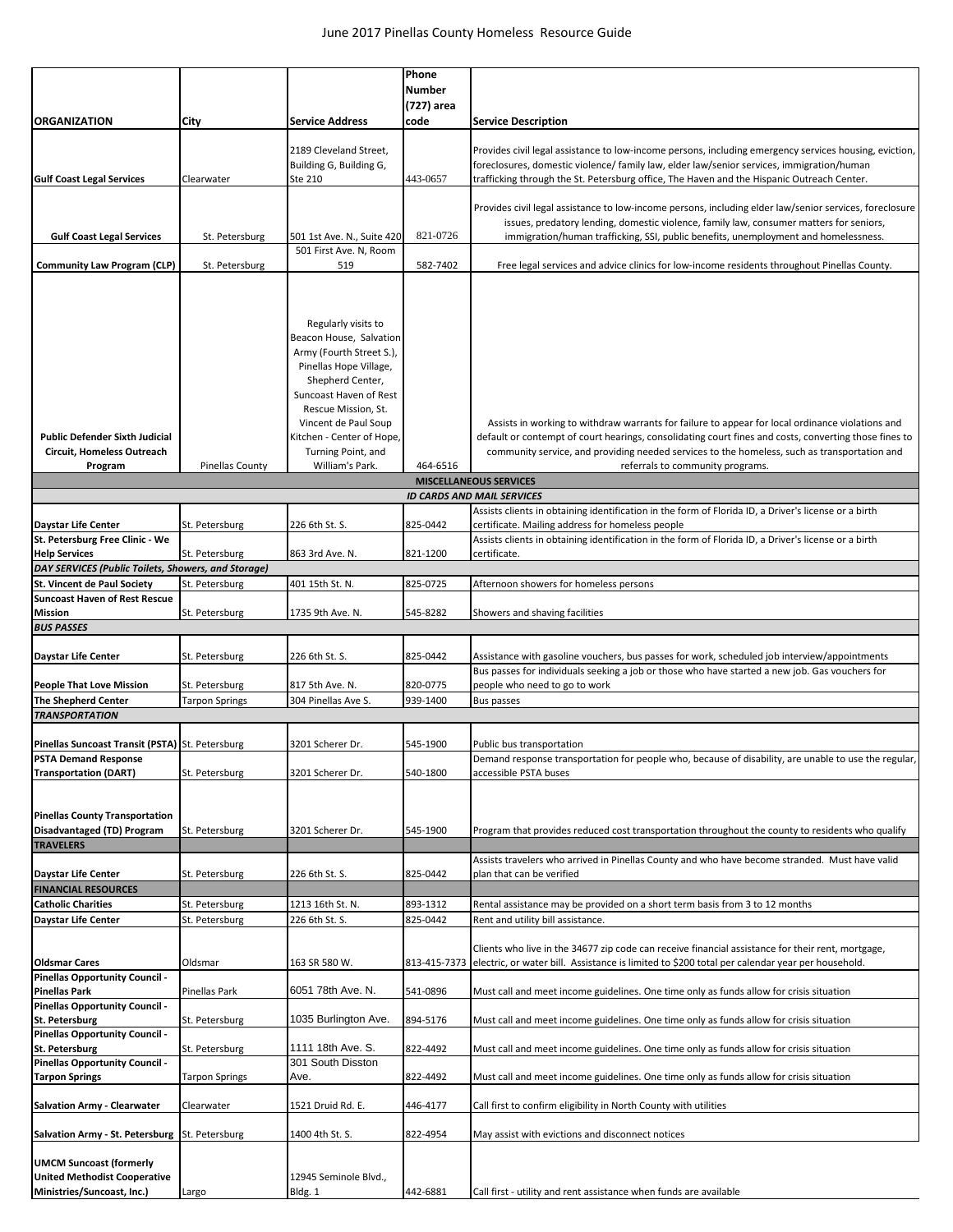| ORGANIZATION | City | Service Address | Phone Number (727) area code | Service Description |
|---|---|---|---|---|
| **Gulf Coast Legal Services** | Clearwater | 2189 Cleveland Street, Building G, Building G, Ste 210 | 443-0657 | Provides civil legal assistance to low-income persons, including emergency services housing, eviction, foreclosures, domestic violence/ family law, elder law/senior services, immigration/human trafficking through the St. Petersburg office, The Haven and the Hispanic Outreach Center. |
| **Gulf Coast Legal Services** | St. Petersburg | 501 1st Ave. N., Suite 420 | 821-0726 | Provides civil legal assistance to low-income persons, including elder law/senior services, foreclosure issues, predatory lending, domestic violence, family law, consumer matters for seniors, immigration/human trafficking, SSI, public benefits, unemployment and homelessness. |
| **Community Law Program (CLP)** | St. Petersburg | 501 First Ave. N, Room 519 | 582-7402 | Free legal services and advice clinics for low-income residents throughout Pinellas County. |
| **Public Defender Sixth Judicial Circuit, Homeless Outreach Program** | Pinellas County | Regularly visits to Beacon House, Salvation Army (Fourth Street S.), Pinellas Hope Village, Shepherd Center, Suncoast Haven of Rest Rescue Mission, St. Vincent de Paul Soup Kitchen - Center of Hope, Turning Point, and William's Park. | 464-6516 | Assists in working to withdraw warrants for failure to appear for local ordinance violations and default or contempt of court hearings, consolidating court fines and costs, converting those fines to community service, and providing needed services to the homeless, such as transportation and referrals to community programs. |
| **MISCELLANEOUS SERVICES** | | | | |
| ***ID CARDS AND MAIL SERVICES*** | | | | |
| **Daystar Life Center** | St. Petersburg | 226 6th St. S. | 825-0442 | Assists clients in obtaining identification in the form of Florida ID, a Driver's license or a birth certificate. Mailing address for homeless people |
| **St. Petersburg Free Clinic - We Help Services** | St. Petersburg | 863 3rd Ave. N. | 821-1200 | Assists clients in obtaining identification in the form of Florida ID, a Driver's license or a birth certificate. |
| ***DAY SERVICES (Public Toilets, Showers, and Storage)*** | | | | |
| **St. Vincent de Paul Society** | St. Petersburg | 401 15th St. N. | 825-0725 | Afternoon showers for homeless persons |
| **Suncoast Haven of Rest Rescue Mission** | St. Petersburg | 1735 9th Ave. N. | 545-8282 | Showers and shaving facilities |
| ***BUS PASSES*** | | | | |
| **Daystar Life Center** | St. Petersburg | 226 6th St. S. | 825-0442 | Assistance with gasoline vouchers, bus passes for work, scheduled job interview/appointments |
| **People That Love Mission** | St. Petersburg | 817 5th Ave. N. | 820-0775 | Bus passes for individuals seeking a job or those who have started a new job. Gas vouchers for people who need to go to work |
| **The Shepherd Center** | Tarpon Springs | 304 Pinellas Ave S. | 939-1400 | Bus passes |
| ***TRANSPORTATION*** | | | | |
| **Pinellas Suncoast Transit (PSTA)** | St. Petersburg | 3201 Scherer Dr. | 545-1900 | Public bus transportation |
| **PSTA Demand Response Transportation (DART)** | St. Petersburg | 3201 Scherer Dr. | 540-1800 | Demand response transportation for people who, because of disability, are unable to use the regular, accessible PSTA buses |
| **Pinellas County Transportation Disadvantaged (TD) Program** | St. Petersburg | 3201 Scherer Dr. | 545-1900 | Program that provides reduced cost transportation throughout the county to residents who qualify |
| **TRAVELERS** | | | | |
| **Daystar Life Center** | St. Petersburg | 226 6th St. S. | 825-0442 | Assists travelers who arrived in Pinellas County and who have become stranded. Must have valid plan that can be verified |
| **FINANCIAL RESOURCES** | | | | |
| **Catholic Charities** | St. Petersburg | 1213 16th St. N. | 893-1312 | Rental assistance may be provided on a short term basis from 3 to 12 months |
| **Daystar Life Center** | St. Petersburg | 226 6th St. S. | 825-0442 | Rent and utility bill assistance. |
| **Oldsmar Cares** | Oldsmar | 163 SR 580 W. | 813-415-7373 | Clients who live in the 34677 zip code can receive financial assistance for their rent, mortgage, electric, or water bill. Assistance is limited to $200 total per calendar year per household. |
| **Pinellas Opportunity Council - Pinellas Park** | Pinellas Park | 6051 78th Ave. N. | 541-0896 | Must call and meet income guidelines. One time only as funds allow for crisis situation |
| **Pinellas Opportunity Council - St. Petersburg** | St. Petersburg | 1035 Burlington Ave. | 894-5176 | Must call and meet income guidelines. One time only as funds allow for crisis situation |
| **Pinellas Opportunity Council - St. Petersburg** | St. Petersburg | 1111 18th Ave. S. | 822-4492 | Must call and meet income guidelines. One time only as funds allow for crisis situation |
| **Pinellas Opportunity Council - Tarpon Springs** | Tarpon Springs | 301 South Disston Ave. | 822-4492 | Must call and meet income guidelines. One time only as funds allow for crisis situation |
| **Salvation Army - Clearwater** | Clearwater | 1521 Druid Rd. E. | 446-4177 | Call first to confirm eligibility in North County with utilities |
| **Salvation Army - St. Petersburg** | St. Petersburg | 1400 4th St. S. | 822-4954 | May assist with evictions and disconnect notices |
| **UMCM Suncoast (formerly United Methodist Cooperative Ministries/Suncoast, Inc.)** | Largo | 12945 Seminole Blvd., Bldg. 1 | 442-6881 | Call first - utility and rent assistance when funds are available |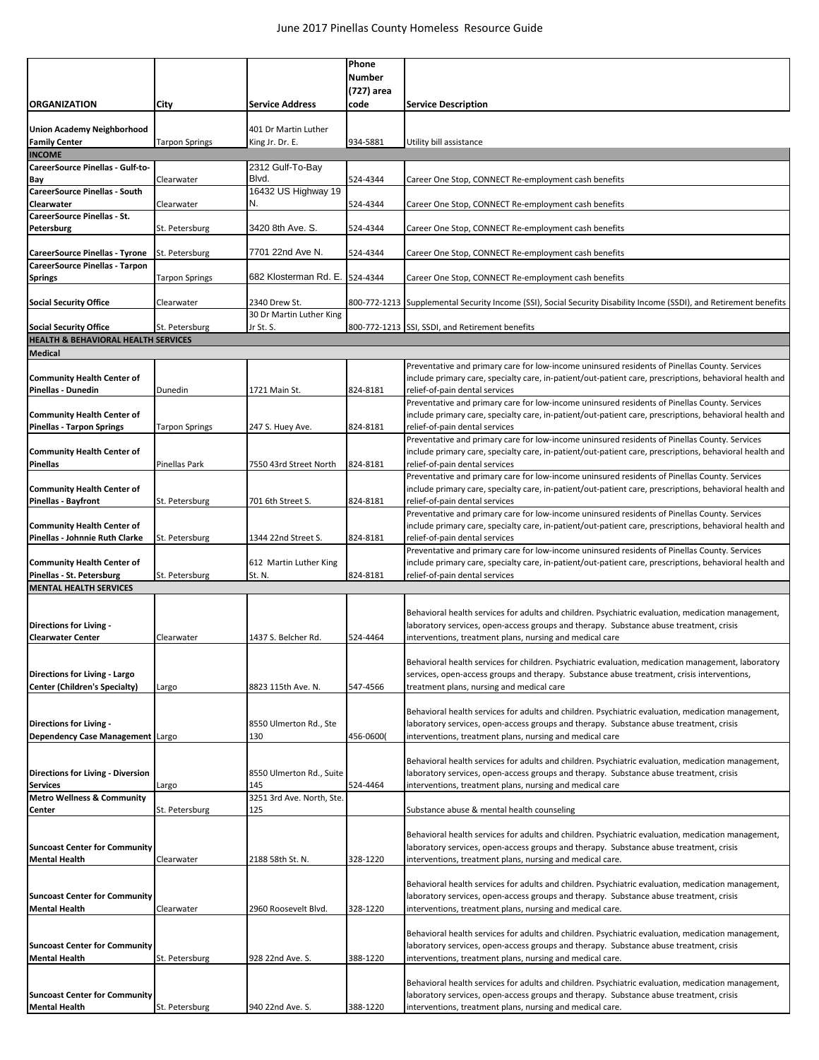| ORGANIZATION | City | Service Address | Phone Number (727) area code | Service Description |
|---|---|---|---|---|
| **Union Academy Neighborhood Family Center** | Tarpon Springs | 401 Dr Martin Luther King Jr. Dr. E. | 934-5881 | Utility bill assistance |
| **INCOME** | | | | |
| **CareerSource Pinellas - Gulf-to-Bay** | Clearwater | 2312 Gulf-To-Bay Blvd. | 524-4344 | Career One Stop, CONNECT Re-employment cash benefits |
| **CareerSource Pinellas - South Clearwater** | Clearwater | 16432 US Highway 19 N. | 524-4344 | Career One Stop, CONNECT Re-employment cash benefits |
| **CareerSource Pinellas - St. Petersburg** | St. Petersburg | 3420 8th Ave. S. | 524-4344 | Career One Stop, CONNECT Re-employment cash benefits |
| **CareerSource Pinellas - Tyrone** | St. Petersburg | 7701 22nd Ave N. | 524-4344 | Career One Stop, CONNECT Re-employment cash benefits |
| **CareerSource Pinellas - Tarpon Springs** | Tarpon Springs | 682 Klosterman Rd. E. | 524-4344 | Career One Stop, CONNECT Re-employment cash benefits |
| **Social Security Office** | Clearwater | 2340 Drew St. | 800-772-1213 | Supplemental Security Income (SSI), Social Security Disability Income (SSDI), and Retirement benefits |
| **Social Security Office** | St. Petersburg | 30 Dr Martin Luther King Jr St. S. | 800-772-1213 | SSI, SSDI, and Retirement benefits |
| **HEALTH & BEHAVIORAL HEALTH SERVICES** | | | | |
| **Medical** | | | | |
| **Community Health Center of Pinellas - Dunedin** | Dunedin | 1721 Main St. | 824-8181 | Preventative and primary care for low-income uninsured residents of Pinellas County. Services include primary care, specialty care, in-patient/out-patient care, prescriptions, behavioral health and relief-of-pain dental services |
| **Community Health Center of Pinellas - Tarpon Springs** | Tarpon Springs | 247 S. Huey Ave. | 824-8181 | Preventative and primary care for low-income uninsured residents of Pinellas County. Services include primary care, specialty care, in-patient/out-patient care, prescriptions, behavioral health and relief-of-pain dental services |
| **Community Health Center of Pinellas** | Pinellas Park | 7550 43rd Street North | 824-8181 | Preventative and primary care for low-income uninsured residents of Pinellas County. Services include primary care, specialty care, in-patient/out-patient care, prescriptions, behavioral health and relief-of-pain dental services |
| **Community Health Center of Pinellas - Bayfront** | St. Petersburg | 701 6th Street S. | 824-8181 | Preventative and primary care for low-income uninsured residents of Pinellas County. Services include primary care, specialty care, in-patient/out-patient care, prescriptions, behavioral health and relief-of-pain dental services |
| **Community Health Center of Pinellas - Johnnie Ruth Clarke** | St. Petersburg | 1344 22nd Street S. | 824-8181 | Preventative and primary care for low-income uninsured residents of Pinellas County. Services include primary care, specialty care, in-patient/out-patient care, prescriptions, behavioral health and relief-of-pain dental services |
| **Community Health Center of Pinellas - St. Petersburg** | St. Petersburg | 612 Martin Luther King St. N. | 824-8181 | Preventative and primary care for low-income uninsured residents of Pinellas County. Services include primary care, specialty care, in-patient/out-patient care, prescriptions, behavioral health and relief-of-pain dental services |
| **MENTAL HEALTH SERVICES** | | | | |
| **Directions for Living - Clearwater Center** | Clearwater | 1437 S. Belcher Rd. | 524-4464 | Behavioral health services for adults and children. Psychiatric evaluation, medication management, laboratory services, open-access groups and therapy. Substance abuse treatment, crisis interventions, treatment plans, nursing and medical care |
| **Directions for Living - Largo Center (Children's Specialty)** | Largo | 8823 115th Ave. N. | 547-4566 | Behavioral health services for children. Psychiatric evaluation, medication management, laboratory services, open-access groups and therapy. Substance abuse treatment, crisis interventions, treatment plans, nursing and medical care |
| **Directions for Living - Dependency Case Management** | Largo | 8550 Ulmerton Rd., Ste 130 | 456-0600( | Behavioral health services for adults and children. Psychiatric evaluation, medication management, laboratory services, open-access groups and therapy. Substance abuse treatment, crisis interventions, treatment plans, nursing and medical care |
| **Directions for Living - Diversion Services** | Largo | 8550 Ulmerton Rd., Suite 145 | 524-4464 | Behavioral health services for adults and children. Psychiatric evaluation, medication management, laboratory services, open-access groups and therapy. Substance abuse treatment, crisis interventions, treatment plans, nursing and medical care |
| **Metro Wellness & Community Center** | St. Petersburg | 3251 3rd Ave. North, Ste. 125 | | Substance abuse & mental health counseling |
| **Suncoast Center for Community Mental Health** | Clearwater | 2188 58th St. N. | 328-1220 | Behavioral health services for adults and children. Psychiatric evaluation, medication management, laboratory services, open-access groups and therapy. Substance abuse treatment, crisis interventions, treatment plans, nursing and medical care. |
| **Suncoast Center for Community Mental Health** | Clearwater | 2960 Roosevelt Blvd. | 328-1220 | Behavioral health services for adults and children. Psychiatric evaluation, medication management, laboratory services, open-access groups and therapy. Substance abuse treatment, crisis interventions, treatment plans, nursing and medical care. |
| **Suncoast Center for Community Mental Health** | St. Petersburg | 928 22nd Ave. S. | 388-1220 | Behavioral health services for adults and children. Psychiatric evaluation, medication management, laboratory services, open-access groups and therapy. Substance abuse treatment, crisis interventions, treatment plans, nursing and medical care. |
| **Suncoast Center for Community Mental Health** | St. Petersburg | 940 22nd Ave. S. | 388-1220 | Behavioral health services for adults and children. Psychiatric evaluation, medication management, laboratory services, open-access groups and therapy. Substance abuse treatment, crisis interventions, treatment plans, nursing and medical care. |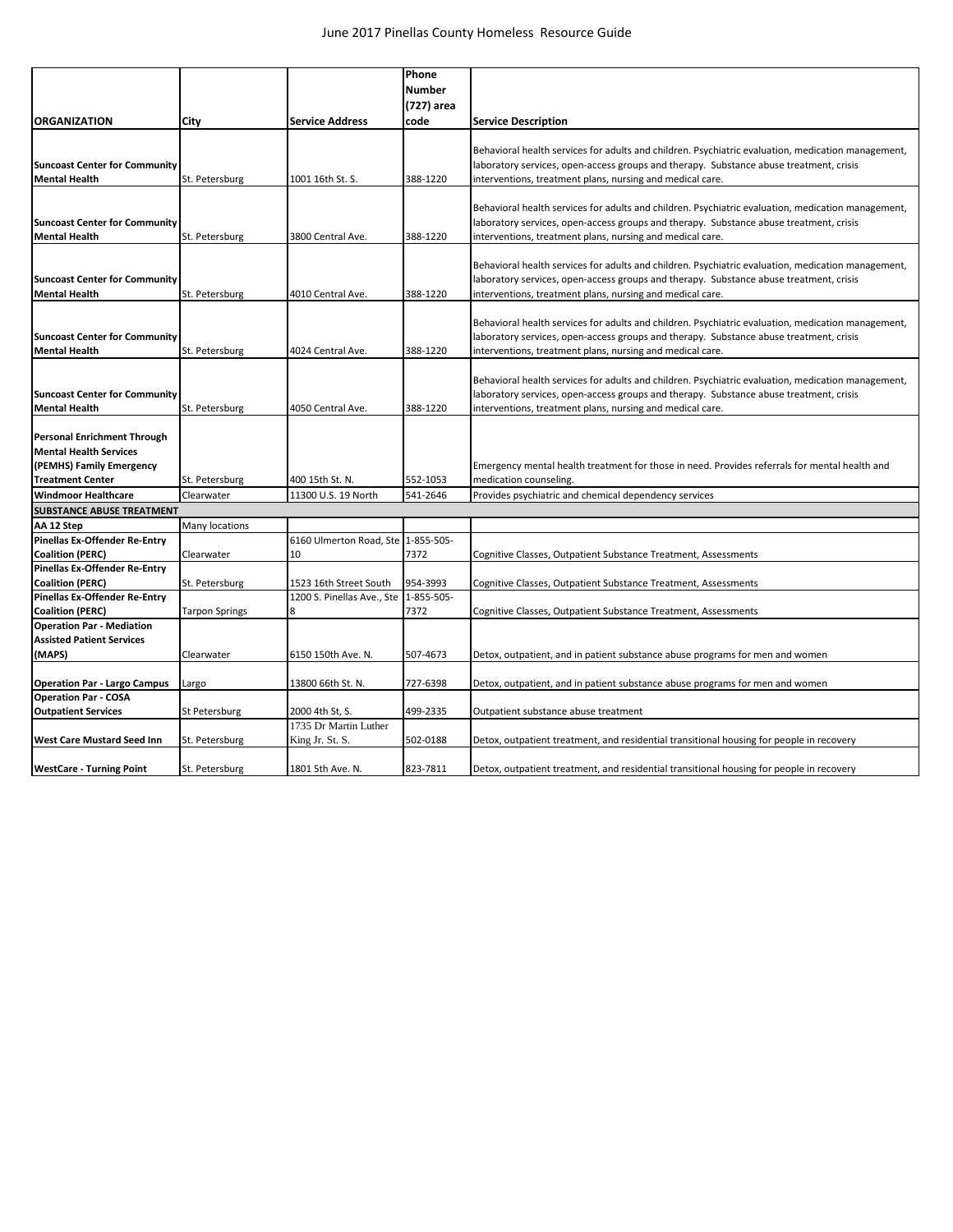| ORGANIZATION | City | Service Address | Phone Number (727) area code | Service Description |
|---|---|---|---|---|
| **Suncoast Center for Community Mental Health** | St. Petersburg | 1001 16th St. S. | 388-1220 | Behavioral health services for adults and children. Psychiatric evaluation, medication management, laboratory services, open-access groups and therapy. Substance abuse treatment, crisis interventions, treatment plans, nursing and medical care. |
| **Suncoast Center for Community Mental Health** | St. Petersburg | 3800 Central Ave. | 388-1220 | Behavioral health services for adults and children. Psychiatric evaluation, medication management, laboratory services, open-access groups and therapy. Substance abuse treatment, crisis interventions, treatment plans, nursing and medical care. |
| **Suncoast Center for Community Mental Health** | St. Petersburg | 4010 Central Ave. | 388-1220 | Behavioral health services for adults and children. Psychiatric evaluation, medication management, laboratory services, open-access groups and therapy. Substance abuse treatment, crisis interventions, treatment plans, nursing and medical care. |
| **Suncoast Center for Community Mental Health** | St. Petersburg | 4024 Central Ave. | 388-1220 | Behavioral health services for adults and children. Psychiatric evaluation, medication management, laboratory services, open-access groups and therapy. Substance abuse treatment, crisis interventions, treatment plans, nursing and medical care. |
| **Suncoast Center for Community Mental Health** | St. Petersburg | 4050 Central Ave. | 388-1220 | Behavioral health services for adults and children. Psychiatric evaluation, medication management, laboratory services, open-access groups and therapy. Substance abuse treatment, crisis interventions, treatment plans, nursing and medical care. |
| **Personal Enrichment Through Mental Health Services (PEMHS) Family Emergency Treatment Center** | St. Petersburg | 400 15th St. N. | 552-1053 | Emergency mental health treatment for those in need. Provides referrals for mental health and medication counseling. |
| **Windmoor Healthcare** | Clearwater | 11300 U.S. 19 North | 541-2646 | Provides psychiatric and chemical dependency services |
| **SUBSTANCE ABUSE TREATMENT** | | | | |
| **AA 12 Step** | Many locations | | | |
| **Pinellas Ex-Offender Re-Entry Coalition (PERC)** | Clearwater | 6160 Ulmerton Road, Ste 10 | 1-855-505-7372 | Cognitive Classes, Outpatient Substance Treatment, Assessments |
| **Pinellas Ex-Offender Re-Entry Coalition (PERC)** | St. Petersburg | 1523 16th Street South | 954-3993 | Cognitive Classes, Outpatient Substance Treatment, Assessments |
| **Pinellas Ex-Offender Re-Entry Coalition (PERC)** | Tarpon Springs | 1200 S. Pinellas Ave., Ste 8 | 1-855-505-7372 | Cognitive Classes, Outpatient Substance Treatment, Assessments |
| **Operation Par - Mediation Assisted Patient Services (MAPS)** | Clearwater | 6150 150th Ave. N. | 507-4673 | Detox, outpatient, and in patient substance abuse programs for men and women |
| **Operation Par - Largo Campus** | Largo | 13800 66th St. N. | 727-6398 | Detox, outpatient, and in patient substance abuse programs for men and women |
| **Operation Par - COSA Outpatient Services** | St Petersburg | 2000 4th St, S. | 499-2335 | Outpatient substance abuse treatment |
| **West Care Mustard Seed Inn** | St. Petersburg | 1735 Dr Martin Luther King Jr. St. S. | 502-0188 | Detox, outpatient treatment, and residential transitional housing for people in recovery |
| **WestCare - Turning Point** | St. Petersburg | 1801 5th Ave. N. | 823-7811 | Detox, outpatient treatment, and residential transitional housing for people in recovery |